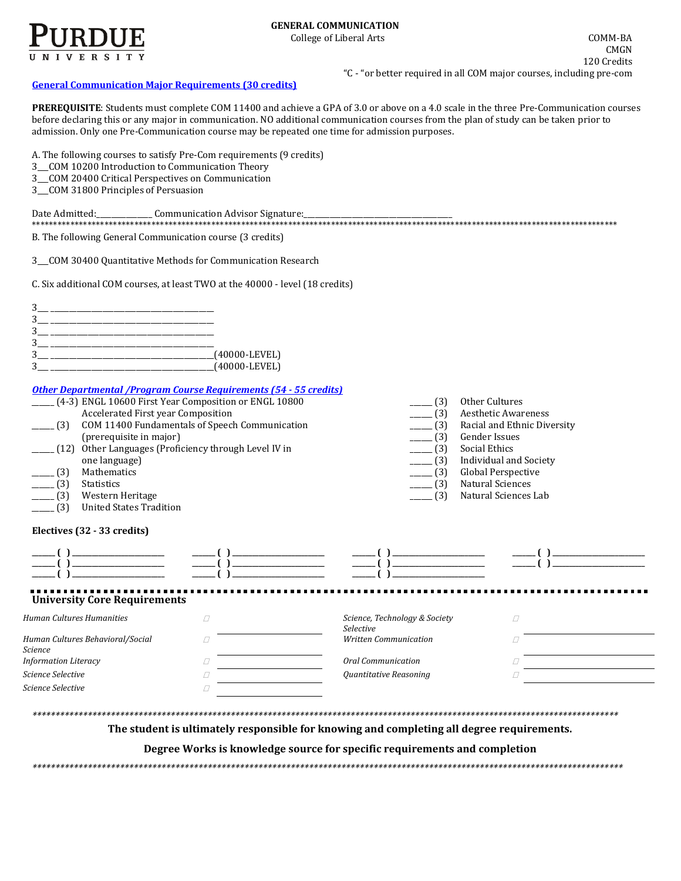**PURDUE UNIVERSITY**

**GENERAL COMMUNICATION**
College of Liberal Arts

COMM-BA
CMGN
120 Credits

"C - "or better required in all COM major courses, including pre-com

## General Communication Major Requirements (30 credits)

**PREREQUISITE**: Students must complete COM 11400 and achieve a GPA of 3.0 or above on a 4.0 scale in the three Pre-Communication courses before declaring this or any major in communication. NO additional communication courses from the plan of study can be taken prior to admission. Only one Pre-Communication course may be repeated one time for admission purposes.

A. The following courses to satisfy Pre-Com requirements (9 credits)
3__COM 10200 Introduction to Communication Theory
3__COM 20400 Critical Perspectives on Communication
3__COM 31800 Principles of Persuasion

Date Admitted:_____________ Communication Advisor Signature:____________________________________

***********************************************************************************************************************************************

B. The following General Communication course (3 credits)

3__COM 30400 Quantitative Methods for Communication Research

C. Six additional COM courses, at least TWO at the 40000 - level (18 credits)

3__ ________________________________________
3__ ________________________________________
3__ ________________________________________
3__ ________________________________________
3__ ________________________________________(40000-LEVEL)
3__ ________________________________________(40000-LEVEL)

## *Other Departmental /Program Course Requirements (54 - 55 credits)*

_____ (4-3) ENGL 10600 First Year Composition or ENGL 10800 Accelerated First year Composition
_____ (3) COM 11400 Fundamentals of Speech Communication (prerequisite in major)
_____ (12) Other Languages (Proficiency through Level IV in one language)
_____ (3) Mathematics
_____ (3) Statistics
_____ (3) Western Heritage
_____ (3) United States Tradition
_____ (3) Other Cultures
_____ (3) Aesthetic Awareness
_____ (3) Racial and Ethnic Diversity
_____ (3) Gender Issues
_____ (3) Social Ethics
_____ (3) Individual and Society
_____ (3) Global Perspective
_____ (3) Natural Sciences
_____ (3) Natural Sciences Lab

**Electives (32 - 33 credits)**

_____ ( ) ______________________ _____ ( ) ______________________ _____ ( ) ______________________ _____ ( ) ______________________
_____ ( ) ______________________ _____ ( ) ______________________ _____ ( ) ______________________ _____ ( ) ______________________
_____ ( ) ______________________ _____ ( ) ______________________ _____ ( ) ______________________

## University Core Requirements

| | | | |
|---|---|---|---|
| *Human Cultures Humanities* | ☐ ______________ | *Science, Technology & Society Selective* | ☐ ______________ |
| *Human Cultures Behavioral/Social Science* | ☐ ______________ | *Written Communication* | ☐ ______________ |
| *Information Literacy* | ☐ ______________ | *Oral Communication* | ☐ ______________ |
| *Science Selective* | ☐ ______________ | *Quantitative Reasoning* | ☐ ______________ |
| *Science Selective* | ☐ ______________ | | |

***********************************************************************************************************************************************

**The student is ultimately responsible for knowing and completing all degree requirements.**

**Degree Works is knowledge source for specific requirements and completion**

***********************************************************************************************************************************************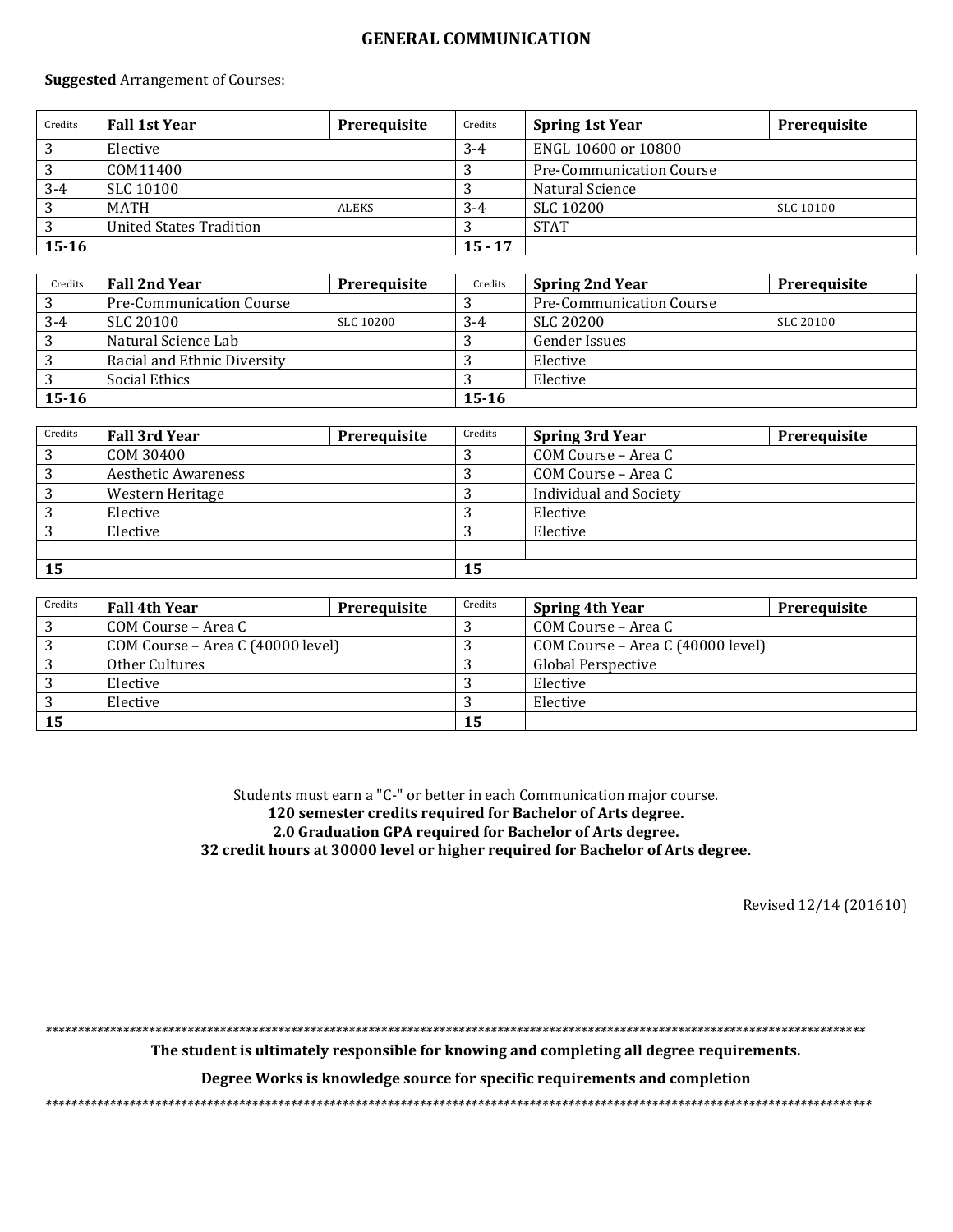# GENERAL COMMUNICATION

**Suggested** Arrangement of Courses:

| Credits | Fall 1st Year | Prerequisite | Credits | Spring 1st Year | Prerequisite |
|---|---|---|---|---|---|
| 3 | Elective | | 3-4 | ENGL 10600 or 10800 | |
| 3 | COM11400 | | 3 | Pre-Communication Course | |
| 3-4 | SLC 10100 | | 3 | Natural Science | |
| 3 | MATH | ALEKS | 3-4 | SLC 10200 | SLC 10100 |
| 3 | United States Tradition | | 3 | STAT | |
| **15-16** | | | **15 - 17** | | |

| Credits | Fall 2nd Year | Prerequisite | Credits | Spring 2nd Year | Prerequisite |
|---|---|---|---|---|---|
| 3 | Pre-Communication Course | | 3 | Pre-Communication Course | |
| 3-4 | SLC 20100 | SLC 10200 | 3-4 | SLC 20200 | SLC 20100 |
| 3 | Natural Science Lab | | 3 | Gender Issues | |
| 3 | Racial and Ethnic Diversity | | 3 | Elective | |
| 3 | Social Ethics | | 3 | Elective | |
| **15-16** | | | **15-16** | | |

| Credits | Fall 3rd Year | Prerequisite | Credits | Spring 3rd Year | Prerequisite |
|---|---|---|---|---|---|
| 3 | COM 30400 | | 3 | COM Course – Area C | |
| 3 | Aesthetic Awareness | | 3 | COM Course – Area C | |
| 3 | Western Heritage | | 3 | Individual and Society | |
| 3 | Elective | | 3 | Elective | |
| 3 | Elective | | 3 | Elective | |
| | | | | | |
| **15** | | | **15** | | |

| Credits | Fall 4th Year | Prerequisite | Credits | Spring 4th Year | Prerequisite |
|---|---|---|---|---|---|
| 3 | COM Course – Area C | | 3 | COM Course – Area C | |
| 3 | COM Course – Area C (40000 level) | | 3 | COM Course – Area C (40000 level) | |
| 3 | Other Cultures | | 3 | Global Perspective | |
| 3 | Elective | | 3 | Elective | |
| 3 | Elective | | 3 | Elective | |
| **15** | | | **15** | | |

Students must earn a "C-" or better in each Communication major course.

**120 semester credits required for Bachelor of Arts degree.**

**2.0 Graduation GPA required for Bachelor of Arts degree.**

**32 credit hours at 30000 level or higher required for Bachelor of Arts degree.**

Revised 12/14 (201610)

**************************************************************************************************************************

**The student is ultimately responsible for knowing and completing all degree requirements.**

**Degree Works is knowledge source for specific requirements and completion**

**************************************************************************************************************************